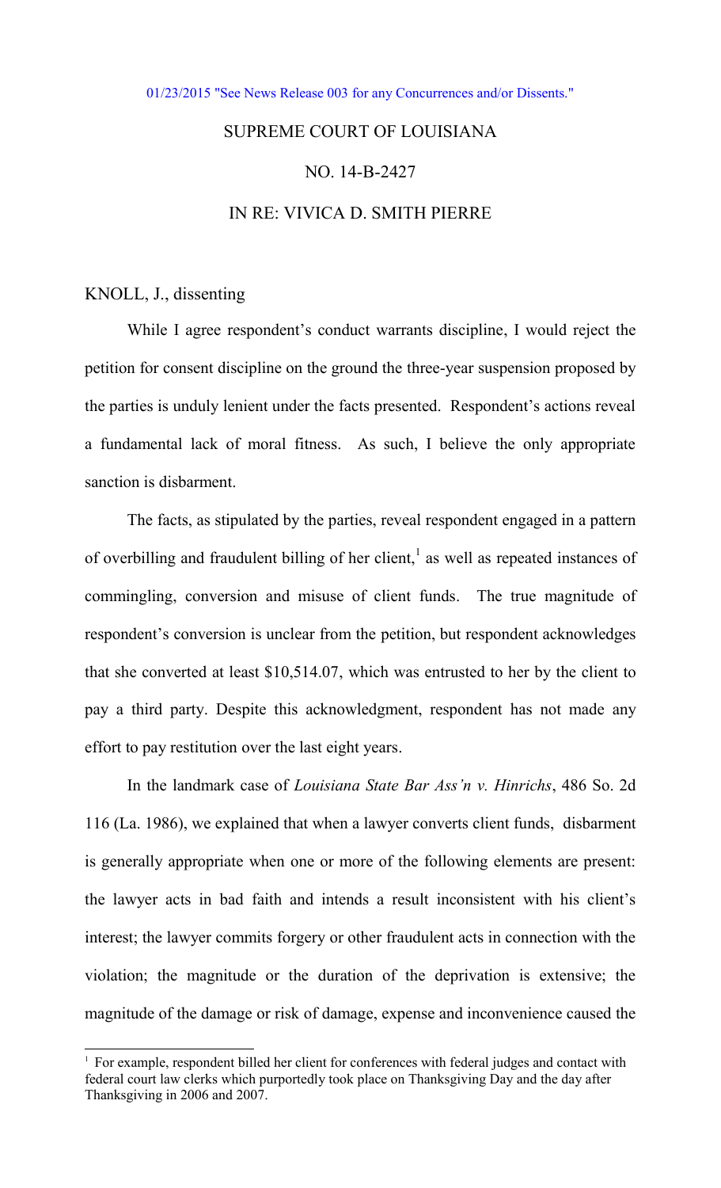01/23/2015 "See News Release 003 for any Concurrences and/or Dissents."

SUPREME COURT OF LOUISIANA

NO. 14-B-2427

IN RE: VIVICA D. SMITH PIERRE

KNOLL, J., dissenting

While I agree respondent's conduct warrants discipline, I would reject the petition for consent discipline on the ground the three-year suspension proposed by the parties is unduly lenient under the facts presented. Respondent's actions reveal a fundamental lack of moral fitness. As such, I believe the only appropriate sanction is disbarment.

The facts, as stipulated by the parties, reveal respondent engaged in a pattern of overbilling and fraudulent billing of her client,[1] as well as repeated instances of commingling, conversion and misuse of client funds. The true magnitude of respondent's conversion is unclear from the petition, but respondent acknowledges that she converted at least $10,514.07, which was entrusted to her by the client to pay a third party. Despite this acknowledgment, respondent has not made any effort to pay restitution over the last eight years.

In the landmark case of *Louisiana State Bar Ass'n v. Hinrichs*, 486 So. 2d 116 (La. 1986), we explained that when a lawyer converts client funds, disbarment is generally appropriate when one or more of the following elements are present: the lawyer acts in bad faith and intends a result inconsistent with his client's interest; the lawyer commits forgery or other fraudulent acts in connection with the violation; the magnitude or the duration of the deprivation is extensive; the magnitude of the damage or risk of damage, expense and inconvenience caused the

[1] For example, respondent billed her client for conferences with federal judges and contact with federal court law clerks which purportedly took place on Thanksgiving Day and the day after Thanksgiving in 2006 and 2007.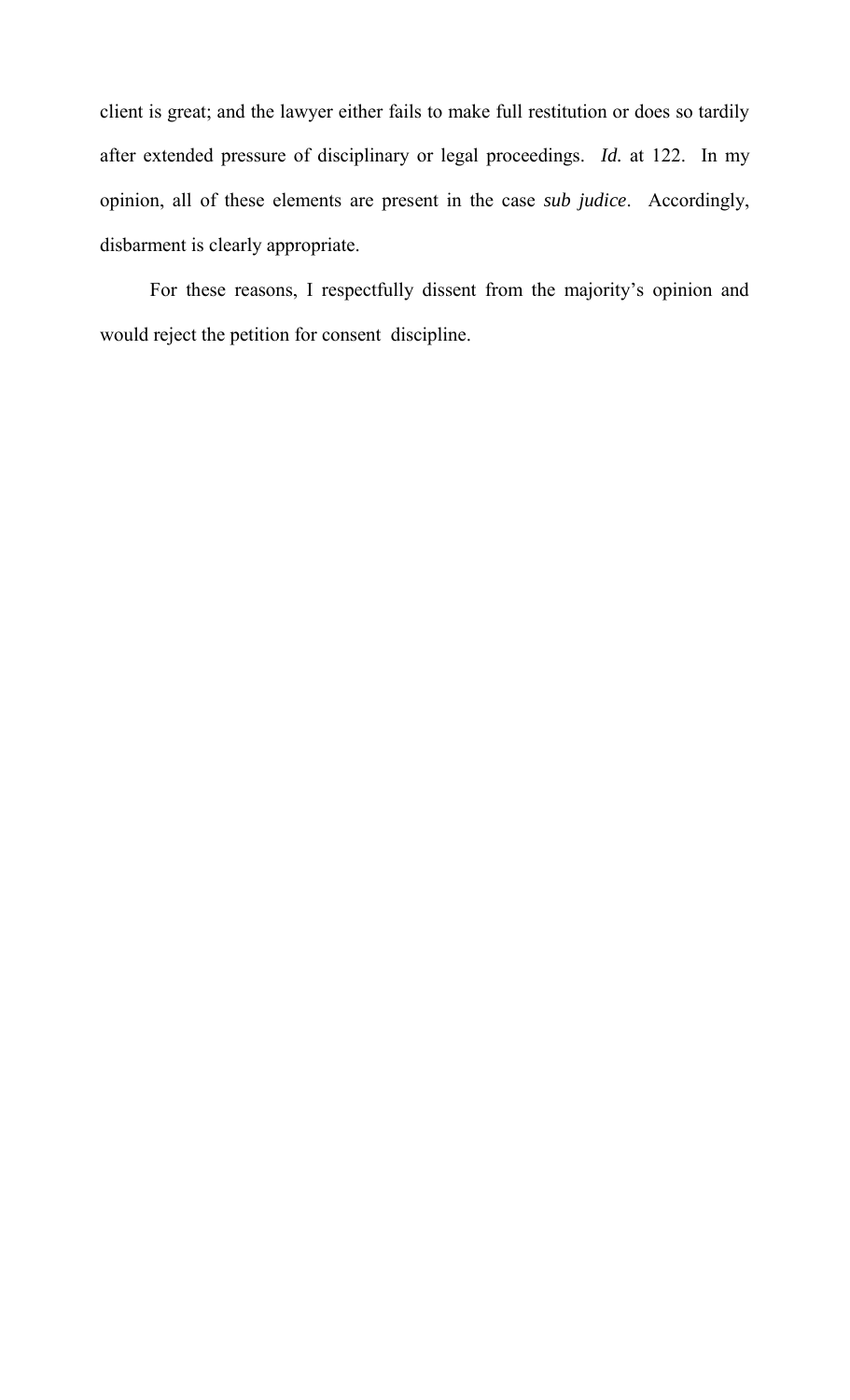client is great; and the lawyer either fails to make full restitution or does so tardily after extended pressure of disciplinary or legal proceedings. *Id.* at 122. In my opinion, all of these elements are present in the case *sub judice*. Accordingly, disbarment is clearly appropriate.

For these reasons, I respectfully dissent from the majority's opinion and would reject the petition for consent discipline.